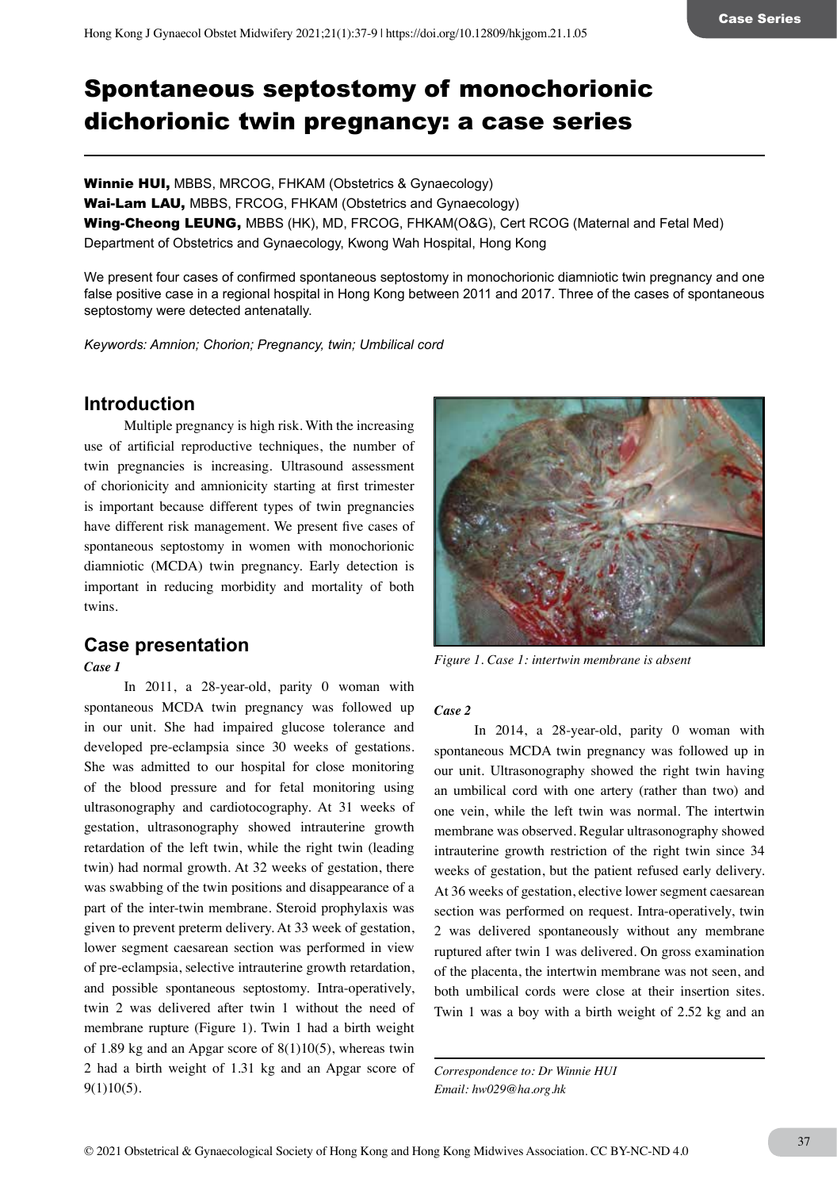# Spontaneous septostomy of monochorionic dichorionic twin pregnancy: a case series

**Winnie HUI,** MBBS, MRCOG, FHKAM (Obstetrics & Gynaecology)
**Wai-Lam LAU,** MBBS, FRCOG, FHKAM (Obstetrics and Gynaecology)
**Wing-Cheong LEUNG,** MBBS (HK), MD, FRCOG, FHKAM(O&G), Cert RCOG (Maternal and Fetal Med)
Department of Obstetrics and Gynaecology, Kwong Wah Hospital, Hong Kong

We present four cases of confirmed spontaneous septostomy in monochorionic diamniotic twin pregnancy and one false positive case in a regional hospital in Hong Kong between 2011 and 2017. Three of the cases of spontaneous septostomy were detected antenatally.

*Keywords: Amnion; Chorion; Pregnancy, twin; Umbilical cord*

## Introduction

Multiple pregnancy is high risk. With the increasing use of artificial reproductive techniques, the number of twin pregnancies is increasing. Ultrasound assessment of chorionicity and amnionicity starting at first trimester is important because different types of twin pregnancies have different risk management. We present five cases of spontaneous septostomy in women with monochorionic diamniotic (MCDA) twin pregnancy. Early detection is important in reducing morbidity and mortality of both twins.

## Case presentation

### *Case 1*

In 2011, a 28-year-old, parity 0 woman with spontaneous MCDA twin pregnancy was followed up in our unit. She had impaired glucose tolerance and developed pre-eclampsia since 30 weeks of gestations. She was admitted to our hospital for close monitoring of the blood pressure and for fetal monitoring using ultrasonography and cardiotocography. At 31 weeks of gestation, ultrasonography showed intrauterine growth retardation of the left twin, while the right twin (leading twin) had normal growth. At 32 weeks of gestation, there was swabbing of the twin positions and disappearance of a part of the inter-twin membrane. Steroid prophylaxis was given to prevent preterm delivery. At 33 week of gestation, lower segment caesarean section was performed in view of pre-eclampsia, selective intrauterine growth retardation, and possible spontaneous septostomy. Intra-operatively, twin 2 was delivered after twin 1 without the need of membrane rupture (Figure 1). Twin 1 had a birth weight of 1.89 kg and an Apgar score of 8(1)10(5), whereas twin 2 had a birth weight of 1.31 kg and an Apgar score of 9(1)10(5).

*Figure 1. Case 1: intertwin membrane is absent*

### *Case 2*

In 2014, a 28-year-old, parity 0 woman with spontaneous MCDA twin pregnancy was followed up in our unit. Ultrasonography showed the right twin having an umbilical cord with one artery (rather than two) and one vein, while the left twin was normal. The intertwin membrane was observed. Regular ultrasonography showed intrauterine growth restriction of the right twin since 34 weeks of gestation, but the patient refused early delivery. At 36 weeks of gestation, elective lower segment caesarean section was performed on request. Intra-operatively, twin 2 was delivered spontaneously without any membrane ruptured after twin 1 was delivered. On gross examination of the placenta, the intertwin membrane was not seen, and both umbilical cords were close at their insertion sites. Twin 1 was a boy with a birth weight of 2.52 kg and an

*Correspondence to: Dr Winnie HUI*
*Email: hw029@ha.org.hk*

© 2021 Obstetrical & Gynaecological Society of Hong Kong and Hong Kong Midwives Association. CC BY-NC-ND 4.0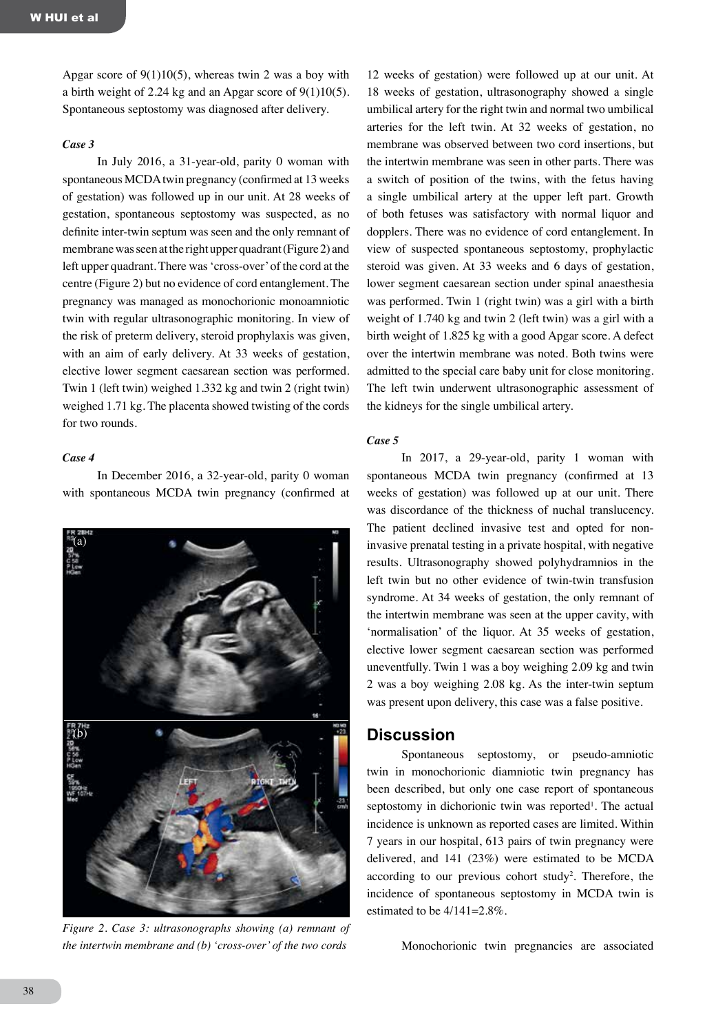Apgar score of 9(1)10(5), whereas twin 2 was a boy with a birth weight of 2.24 kg and an Apgar score of 9(1)10(5). Spontaneous septostomy was diagnosed after delivery.

### *Case 3*

In July 2016, a 31-year-old, parity 0 woman with spontaneous MCDA twin pregnancy (confirmed at 13 weeks of gestation) was followed up in our unit. At 28 weeks of gestation, spontaneous septostomy was suspected, as no definite inter-twin septum was seen and the only remnant of membrane was seen at the right upper quadrant (Figure 2) and left upper quadrant. There was 'cross-over' of the cord at the centre (Figure 2) but no evidence of cord entanglement. The pregnancy was managed as monochorionic monoamniotic twin with regular ultrasonographic monitoring. In view of the risk of preterm delivery, steroid prophylaxis was given, with an aim of early delivery. At 33 weeks of gestation, elective lower segment caesarean section was performed. Twin 1 (left twin) weighed 1.332 kg and twin 2 (right twin) weighed 1.71 kg. The placenta showed twisting of the cords for two rounds.

### *Case 4*

In December 2016, a 32-year-old, parity 0 woman with spontaneous MCDA twin pregnancy (confirmed at 12 weeks of gestation) were followed up at our unit. At 18 weeks of gestation, ultrasonography showed a single umbilical artery for the right twin and normal two umbilical arteries for the left twin. At 32 weeks of gestation, no membrane was observed between two cord insertions, but the intertwin membrane was seen in other parts. There was a switch of position of the twins, with the fetus having a single umbilical artery at the upper left part. Growth of both fetuses was satisfactory with normal liquor and dopplers. There was no evidence of cord entanglement. In view of suspected spontaneous septostomy, prophylactic steroid was given. At 33 weeks and 6 days of gestation, lower segment caesarean section under spinal anaesthesia was performed. Twin 1 (right twin) was a girl with a birth weight of 1.740 kg and twin 2 (left twin) was a girl with a birth weight of 1.825 kg with a good Apgar score. A defect over the intertwin membrane was noted. Both twins were admitted to the special care baby unit for close monitoring. The left twin underwent ultrasonographic assessment of the kidneys for the single umbilical artery.

*Figure 2. Case 3: ultrasonographs showing (a) remnant of the intertwin membrane and (b) 'cross-over' of the two cords*

### *Case 5*

In 2017, a 29-year-old, parity 1 woman with spontaneous MCDA twin pregnancy (confirmed at 13 weeks of gestation) was followed up at our unit. There was discordance of the thickness of nuchal translucency. The patient declined invasive test and opted for non-invasive prenatal testing in a private hospital, with negative results. Ultrasonography showed polyhydramnios in the left twin but no other evidence of twin-twin transfusion syndrome. At 34 weeks of gestation, the only remnant of the intertwin membrane was seen at the upper cavity, with 'normalisation' of the liquor. At 35 weeks of gestation, elective lower segment caesarean section was performed uneventfully. Twin 1 was a boy weighing 2.09 kg and twin 2 was a boy weighing 2.08 kg. As the inter-twin septum was present upon delivery, this case was a false positive.

## Discussion

Spontaneous septostomy, or pseudo-amniotic twin in monochorionic diamniotic twin pregnancy has been described, but only one case report of spontaneous septostomy in dichorionic twin was reported[1]. The actual incidence is unknown as reported cases are limited. Within 7 years in our hospital, 613 pairs of twin pregnancy were delivered, and 141 (23%) were estimated to be MCDA according to our previous cohort study[2]. Therefore, the incidence of spontaneous septostomy in MCDA twin is estimated to be 4/141=2.8%.

Monochorionic twin pregnancies are associated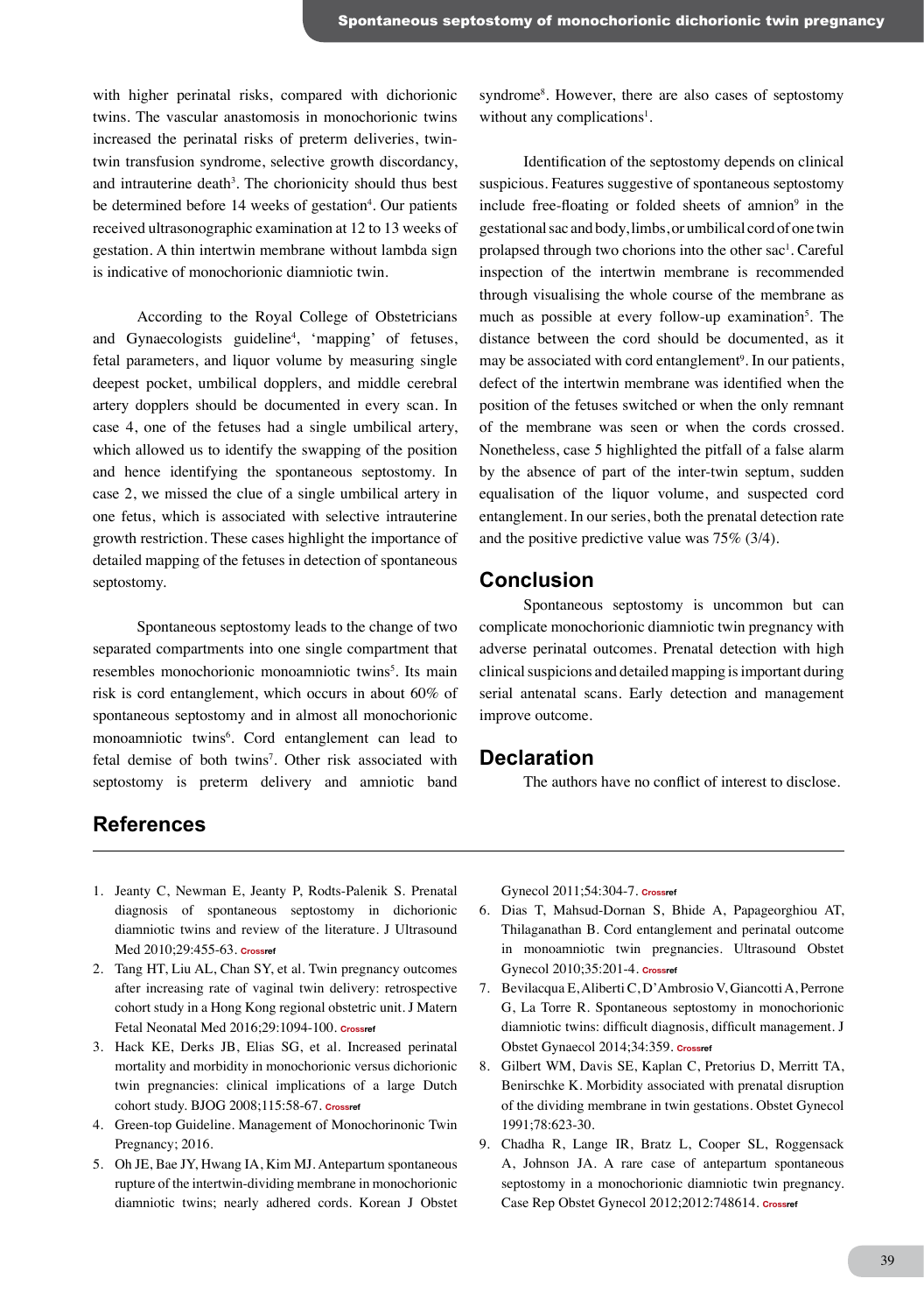with higher perinatal risks, compared with dichorionic twins. The vascular anastomosis in monochorionic twins increased the perinatal risks of preterm deliveries, twin-twin transfusion syndrome, selective growth discordancy, and intrauterine death[3]. The chorionicity should thus best be determined before 14 weeks of gestation[4]. Our patients received ultrasonographic examination at 12 to 13 weeks of gestation. A thin intertwin membrane without lambda sign is indicative of monochorionic diamniotic twin.

According to the Royal College of Obstetricians and Gynaecologists guideline[4], 'mapping' of fetuses, fetal parameters, and liquor volume by measuring single deepest pocket, umbilical dopplers, and middle cerebral artery dopplers should be documented in every scan. In case 4, one of the fetuses had a single umbilical artery, which allowed us to identify the swapping of the position and hence identifying the spontaneous septostomy. In case 2, we missed the clue of a single umbilical artery in one fetus, which is associated with selective intrauterine growth restriction. These cases highlight the importance of detailed mapping of the fetuses in detection of spontaneous septostomy.

Spontaneous septostomy leads to the change of two separated compartments into one single compartment that resembles monochorionic monoamniotic twins[5]. Its main risk is cord entanglement, which occurs in about 60% of spontaneous septostomy and in almost all monochorionic monoamniotic twins[6]. Cord entanglement can lead to fetal demise of both twins[7]. Other risk associated with septostomy is preterm delivery and amniotic band syndrome[8]. However, there are also cases of septostomy without any complications[1].

Identification of the septostomy depends on clinical suspicious. Features suggestive of spontaneous septostomy include free-floating or folded sheets of amnion[9] in the gestational sac and body, limbs, or umbilical cord of one twin prolapsed through two chorions into the other sac[1]. Careful inspection of the intertwin membrane is recommended through visualising the whole course of the membrane as much as possible at every follow-up examination[5]. The distance between the cord should be documented, as it may be associated with cord entanglement[9]. In our patients, defect of the intertwin membrane was identified when the position of the fetuses switched or when the only remnant of the membrane was seen or when the cords crossed. Nonetheless, case 5 highlighted the pitfall of a false alarm by the absence of part of the inter-twin septum, sudden equalisation of the liquor volume, and suspected cord entanglement. In our series, both the prenatal detection rate and the positive predictive value was 75% (3/4).

## Conclusion

Spontaneous septostomy is uncommon but can complicate monochorionic diamniotic twin pregnancy with adverse perinatal outcomes. Prenatal detection with high clinical suspicions and detailed mapping is important during serial antenatal scans. Early detection and management improve outcome.

## Declaration

The authors have no conflict of interest to disclose.

## References

1. Jeanty C, Newman E, Jeanty P, Rodts-Palenik S. Prenatal diagnosis of spontaneous septostomy in dichorionic diamniotic twins and review of the literature. J Ultrasound Med 2010;29:455-63. Crossref
2. Tang HT, Liu AL, Chan SY, et al. Twin pregnancy outcomes after increasing rate of vaginal twin delivery: retrospective cohort study in a Hong Kong regional obstetric unit. J Matern Fetal Neonatal Med 2016;29:1094-100. Crossref
3. Hack KE, Derks JB, Elias SG, et al. Increased perinatal mortality and morbidity in monochorionic versus dichorionic twin pregnancies: clinical implications of a large Dutch cohort study. BJOG 2008;115:58-67. Crossref
4. Green-top Guideline. Management of Monochorinonic Twin Pregnancy; 2016.
5. Oh JE, Bae JY, Hwang IA, Kim MJ. Antepartum spontaneous rupture of the intertwin-dividing membrane in monochorionic diamniotic twins; nearly adhered cords. Korean J Obstet Gynecol 2011;54:304-7. Crossref
6. Dias T, Mahsud-Dornan S, Bhide A, Papageorghiou AT, Thilaganathan B. Cord entanglement and perinatal outcome in monoamniotic twin pregnancies. Ultrasound Obstet Gynecol 2010;35:201-4. Crossref
7. Bevilacqua E, Aliberti C, D'Ambrosio V, Giancotti A, Perrone G, La Torre R. Spontaneous septostomy in monochorionic diamniotic twins: difficult diagnosis, difficult management. J Obstet Gynaecol 2014;34:359. Crossref
8. Gilbert WM, Davis SE, Kaplan C, Pretorius D, Merritt TA, Benirschke K. Morbidity associated with prenatal disruption of the dividing membrane in twin gestations. Obstet Gynecol 1991;78:623-30.
9. Chadha R, Lange IR, Bratz L, Cooper SL, Roggensack A, Johnson JA. A rare case of antepartum spontaneous septostomy in a monochorionic diamniotic twin pregnancy. Case Rep Obstet Gynecol 2012;2012:748614. Crossref